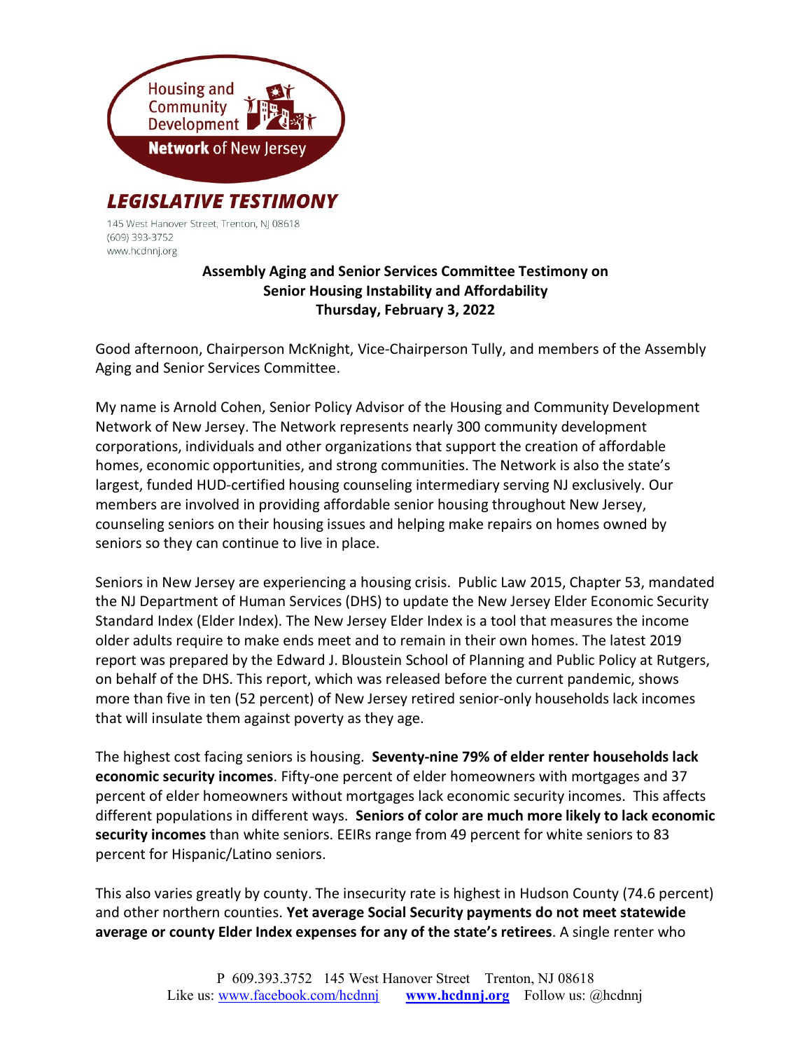Housing and Community Development **Network** of New Jersey

***LEGISLATIVE TESTIMONY***

145 West Hanover Street, Trenton, NJ 08618
(609) 393-3752
www.hcdnnj.org

**Assembly Aging and Senior Services Committee Testimony on Senior Housing Instability and Affordability Thursday, February 3, 2022**

Good afternoon, Chairperson McKnight, Vice-Chairperson Tully, and members of the Assembly Aging and Senior Services Committee.

My name is Arnold Cohen, Senior Policy Advisor of the Housing and Community Development Network of New Jersey. The Network represents nearly 300 community development corporations, individuals and other organizations that support the creation of affordable homes, economic opportunities, and strong communities. The Network is also the state's largest, funded HUD-certified housing counseling intermediary serving NJ exclusively. Our members are involved in providing affordable senior housing throughout New Jersey, counseling seniors on their housing issues and helping make repairs on homes owned by seniors so they can continue to live in place.

Seniors in New Jersey are experiencing a housing crisis. Public Law 2015, Chapter 53, mandated the NJ Department of Human Services (DHS) to update the New Jersey Elder Economic Security Standard Index (Elder Index). The New Jersey Elder Index is a tool that measures the income older adults require to make ends meet and to remain in their own homes. The latest 2019 report was prepared by the Edward J. Bloustein School of Planning and Public Policy at Rutgers, on behalf of the DHS. This report, which was released before the current pandemic, shows more than five in ten (52 percent) of New Jersey retired senior-only households lack incomes that will insulate them against poverty as they age.

The highest cost facing seniors is housing. **Seventy-nine 79% of elder renter households lack economic security incomes**. Fifty-one percent of elder homeowners with mortgages and 37 percent of elder homeowners without mortgages lack economic security incomes. This affects different populations in different ways. **Seniors of color are much more likely to lack economic security incomes** than white seniors. EEIRs range from 49 percent for white seniors to 83 percent for Hispanic/Latino seniors.

This also varies greatly by county. The insecurity rate is highest in Hudson County (74.6 percent) and other northern counties. **Yet average Social Security payments do not meet statewide average or county Elder Index expenses for any of the state's retirees**. A single renter who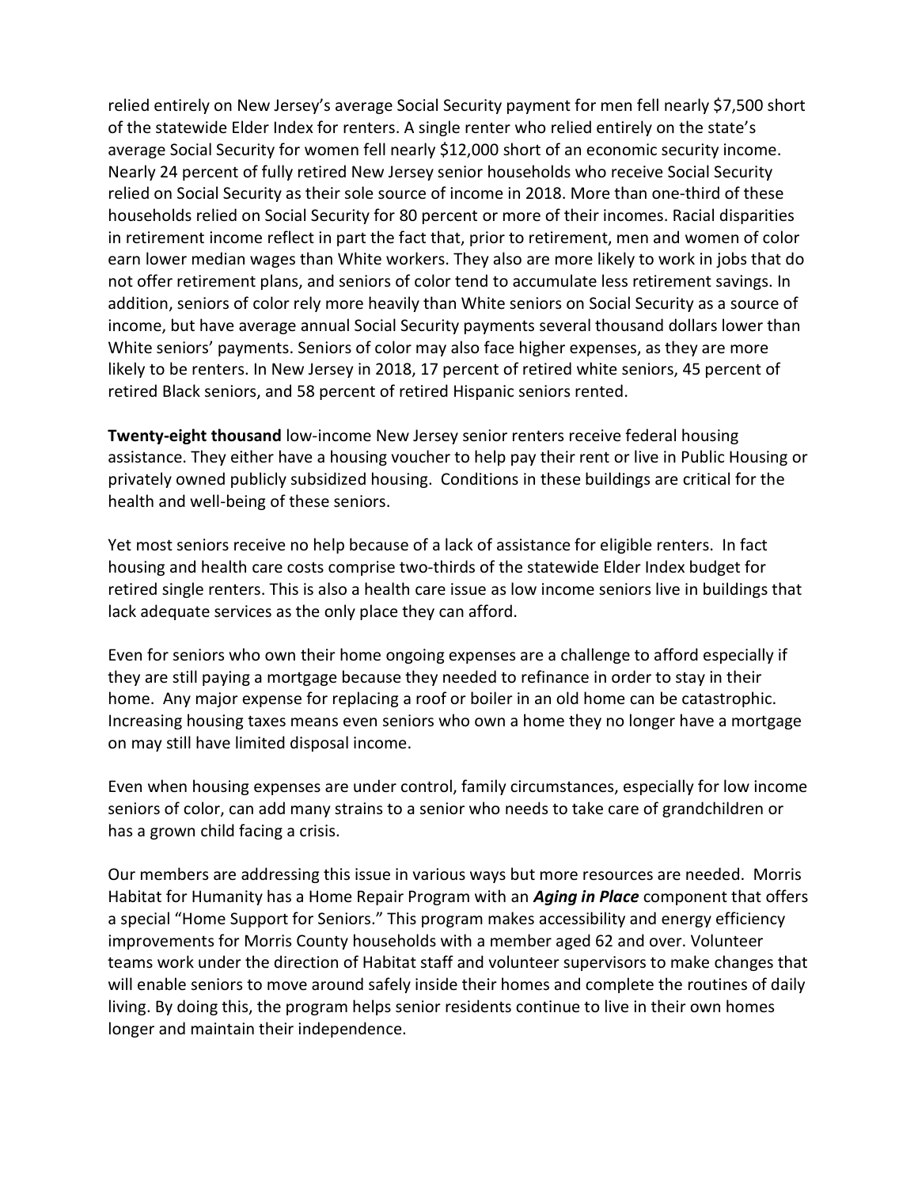relied entirely on New Jersey's average Social Security payment for men fell nearly $7,500 short of the statewide Elder Index for renters. A single renter who relied entirely on the state's average Social Security for women fell nearly $12,000 short of an economic security income. Nearly 24 percent of fully retired New Jersey senior households who receive Social Security relied on Social Security as their sole source of income in 2018. More than one-third of these households relied on Social Security for 80 percent or more of their incomes. Racial disparities in retirement income reflect in part the fact that, prior to retirement, men and women of color earn lower median wages than White workers. They also are more likely to work in jobs that do not offer retirement plans, and seniors of color tend to accumulate less retirement savings. In addition, seniors of color rely more heavily than White seniors on Social Security as a source of income, but have average annual Social Security payments several thousand dollars lower than White seniors' payments. Seniors of color may also face higher expenses, as they are more likely to be renters. In New Jersey in 2018, 17 percent of retired white seniors, 45 percent of retired Black seniors, and 58 percent of retired Hispanic seniors rented.

**Twenty-eight thousand** low-income New Jersey senior renters receive federal housing assistance. They either have a housing voucher to help pay their rent or live in Public Housing or privately owned publicly subsidized housing. Conditions in these buildings are critical for the health and well-being of these seniors.

Yet most seniors receive no help because of a lack of assistance for eligible renters. In fact housing and health care costs comprise two-thirds of the statewide Elder Index budget for retired single renters. This is also a health care issue as low income seniors live in buildings that lack adequate services as the only place they can afford.

Even for seniors who own their home ongoing expenses are a challenge to afford especially if they are still paying a mortgage because they needed to refinance in order to stay in their home. Any major expense for replacing a roof or boiler in an old home can be catastrophic. Increasing housing taxes means even seniors who own a home they no longer have a mortgage on may still have limited disposal income.

Even when housing expenses are under control, family circumstances, especially for low income seniors of color, can add many strains to a senior who needs to take care of grandchildren or has a grown child facing a crisis.

Our members are addressing this issue in various ways but more resources are needed. Morris Habitat for Humanity has a Home Repair Program with an ***Aging in Place*** component that offers a special "Home Support for Seniors." This program makes accessibility and energy efficiency improvements for Morris County households with a member aged 62 and over. Volunteer teams work under the direction of Habitat staff and volunteer supervisors to make changes that will enable seniors to move around safely inside their homes and complete the routines of daily living. By doing this, the program helps senior residents continue to live in their own homes longer and maintain their independence.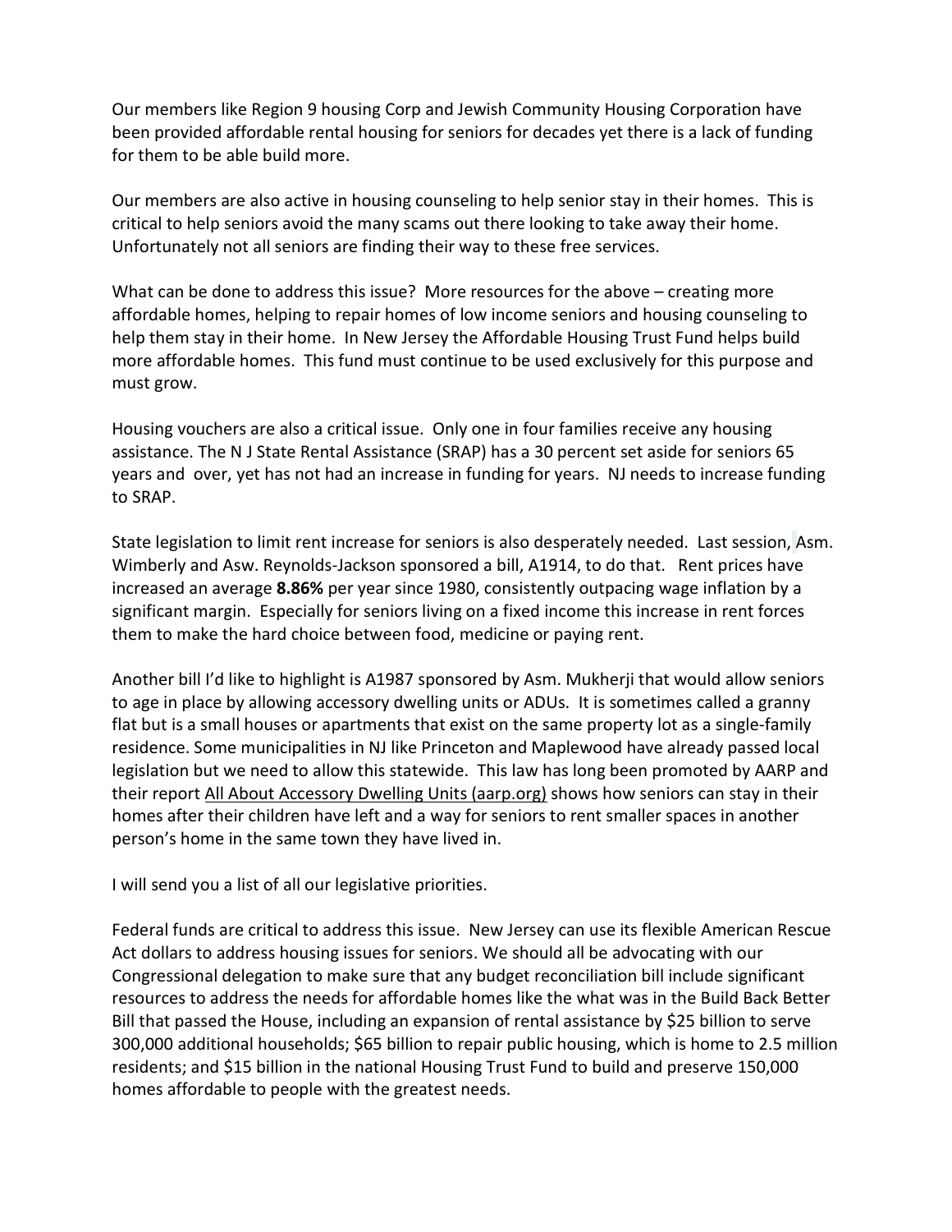Our members like Region 9 housing Corp and Jewish Community Housing Corporation have been provided affordable rental housing for seniors for decades yet there is a lack of funding for them to be able build more.

Our members are also active in housing counseling to help senior stay in their homes. This is critical to help seniors avoid the many scams out there looking to take away their home. Unfortunately not all seniors are finding their way to these free services.

What can be done to address this issue? More resources for the above – creating more affordable homes, helping to repair homes of low income seniors and housing counseling to help them stay in their home. In New Jersey the Affordable Housing Trust Fund helps build more affordable homes. This fund must continue to be used exclusively for this purpose and must grow.

Housing vouchers are also a critical issue. Only one in four families receive any housing assistance. The N J State Rental Assistance (SRAP) has a 30 percent set aside for seniors 65 years and over, yet has not had an increase in funding for years. NJ needs to increase funding to SRAP.

State legislation to limit rent increase for seniors is also desperately needed. Last session, Asm. Wimberly and Asw. Reynolds-Jackson sponsored a bill, A1914, to do that. Rent prices have increased an average **8.86%** per year since 1980, consistently outpacing wage inflation by a significant margin. Especially for seniors living on a fixed income this increase in rent forces them to make the hard choice between food, medicine or paying rent.

Another bill I'd like to highlight is A1987 sponsored by Asm. Mukherji that would allow seniors to age in place by allowing accessory dwelling units or ADUs. It is sometimes called a granny flat but is a small houses or apartments that exist on the same property lot as a single-family residence. Some municipalities in NJ like Princeton and Maplewood have already passed local legislation but we need to allow this statewide. This law has long been promoted by AARP and their report All About Accessory Dwelling Units (aarp.org) shows how seniors can stay in their homes after their children have left and a way for seniors to rent smaller spaces in another person's home in the same town they have lived in.

I will send you a list of all our legislative priorities.

Federal funds are critical to address this issue. New Jersey can use its flexible American Rescue Act dollars to address housing issues for seniors. We should all be advocating with our Congressional delegation to make sure that any budget reconciliation bill include significant resources to address the needs for affordable homes like the what was in the Build Back Better Bill that passed the House, including an expansion of rental assistance by $25 billion to serve 300,000 additional households; $65 billion to repair public housing, which is home to 2.5 million residents; and $15 billion in the national Housing Trust Fund to build and preserve 150,000 homes affordable to people with the greatest needs.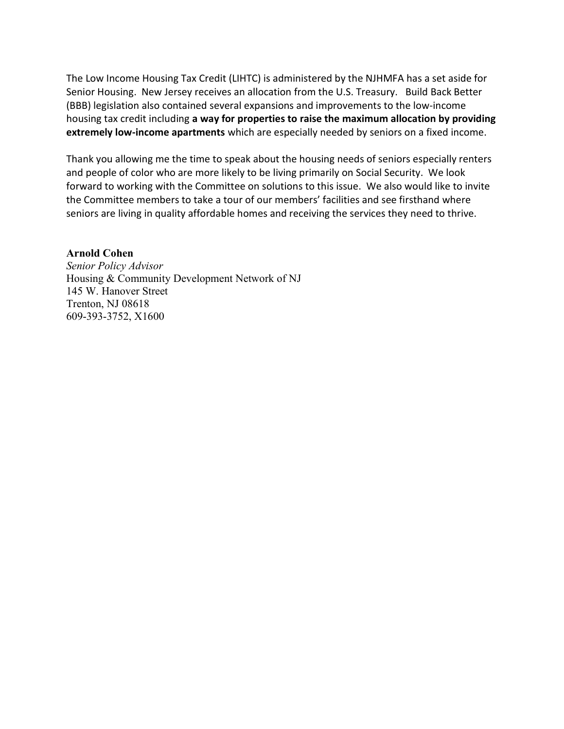The Low Income Housing Tax Credit (LIHTC) is administered by the NJHMFA has a set aside for Senior Housing. New Jersey receives an allocation from the U.S. Treasury. Build Back Better (BBB) legislation also contained several expansions and improvements to the low-income housing tax credit including **a way for properties to raise the maximum allocation by providing extremely low-income apartments** which are especially needed by seniors on a fixed income.

Thank you allowing me the time to speak about the housing needs of seniors especially renters and people of color who are more likely to be living primarily on Social Security. We look forward to working with the Committee on solutions to this issue. We also would like to invite the Committee members to take a tour of our members' facilities and see firsthand where seniors are living in quality affordable homes and receiving the services they need to thrive.

**Arnold Cohen**
*Senior Policy Advisor*
Housing & Community Development Network of NJ
145 W. Hanover Street
Trenton, NJ 08618
609-393-3752, X1600